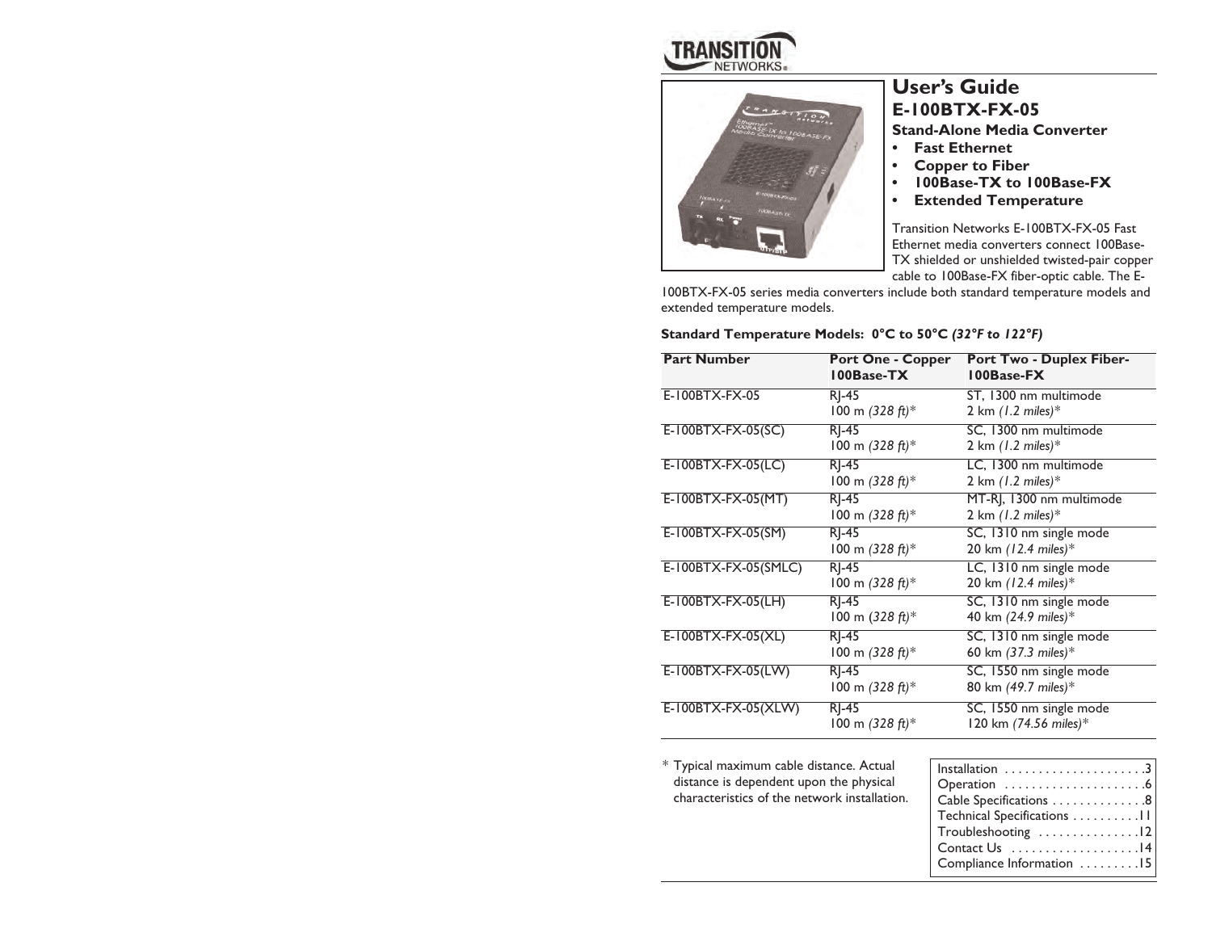TRANSITION NETWORKS

# User's Guide

## E-100BTX-FX-05

### Stand-Alone Media Converter

- **Fast Ethernet**
- **Copper to Fiber**
- **100Base-TX to 100Base-FX**
- **Extended Temperature**

Transition Networks E-100BTX-FX-05 Fast Ethernet media converters connect 100Base-TX shielded or unshielded twisted-pair copper cable to 100Base-FX fiber-optic cable. The E-100BTX-FX-05 series media converters include both standard temperature models and extended temperature models.

**Standard Temperature Models: 0°C to 50°C** ***(32°F to 122°F)***

| Part Number | Port One - Copper 100Base-TX | Port Two - Duplex Fiber-100Base-FX |
|---|---|---|
| E-100BTX-FX-05 | RJ-45<br>100 m *(328 ft)*\* | ST, 1300 nm multimode<br>2 km *(1.2 miles)*\* |
| E-100BTX-FX-05(SC) | RJ-45<br>100 m *(328 ft)*\* | SC, 1300 nm multimode<br>2 km *(1.2 miles)*\* |
| E-100BTX-FX-05(LC) | RJ-45<br>100 m *(328 ft)*\* | LC, 1300 nm multimode<br>2 km *(1.2 miles)*\* |
| E-100BTX-FX-05(MT) | RJ-45<br>100 m *(328 ft)*\* | MT-RJ, 1300 nm multimode<br>2 km *(1.2 miles)*\* |
| E-100BTX-FX-05(SM) | RJ-45<br>100 m *(328 ft)*\* | SC, 1310 nm single mode<br>20 km *(12.4 miles)*\* |
| E-100BTX-FX-05(SMLC) | RJ-45<br>100 m *(328 ft)*\* | LC, 1310 nm single mode<br>20 km *(12.4 miles)*\* |
| E-100BTX-FX-05(LH) | RJ-45<br>100 m *(328 ft)*\* | SC, 1310 nm single mode<br>40 km *(24.9 miles)*\* |
| E-100BTX-FX-05(XL) | RJ-45<br>100 m *(328 ft)*\* | SC, 1310 nm single mode<br>60 km *(37.3 miles)*\* |
| E-100BTX-FX-05(LW) | RJ-45<br>100 m *(328 ft)*\* | SC, 1550 nm single mode<br>80 km *(49.7 miles)*\* |
| E-100BTX-FX-05(XLW) | RJ-45<br>100 m *(328 ft)*\* | SC, 1550 nm single mode<br>120 km *(74.56 miles)*\* |

\* Typical maximum cable distance. Actual distance is dependent upon the physical characteristics of the network installation.

| | |
|---|---|
| Installation | 3 |
| Operation | 6 |
| Cable Specifications | 8 |
| Technical Specifications | 11 |
| Troubleshooting | 12 |
| Contact Us | 14 |
| Compliance Information | 15 |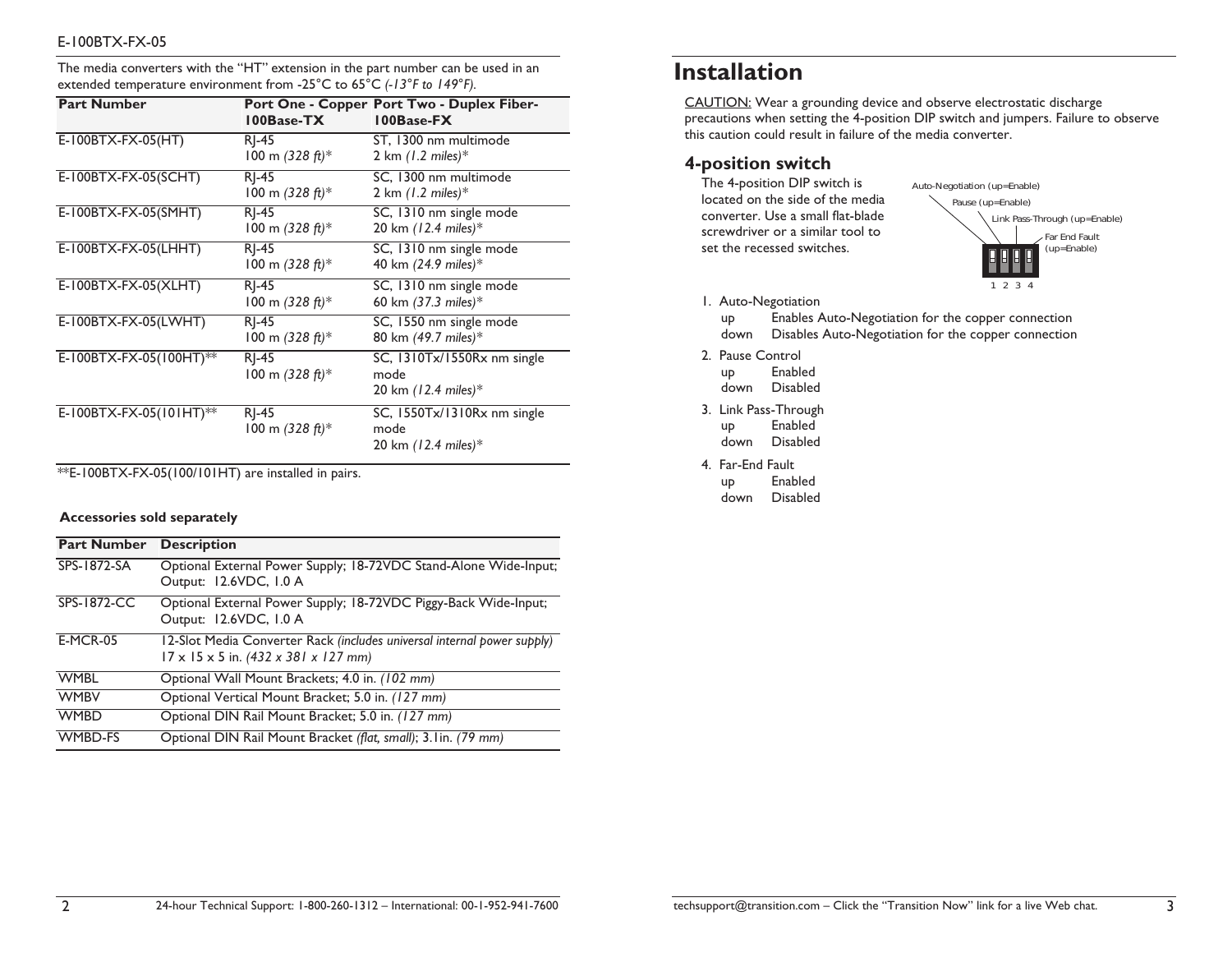E-100BTX-FX-05

The media converters with the "HT" extension in the part number can be used in an extended temperature environment from -25°C to 65°C *(-13°F to 149°F)*.

| Part Number | Port One - Copper 100Base-TX | Port Two - Duplex Fiber-100Base-FX |
|---|---|---|
| E-100BTX-FX-05(HT) | RJ-45<br>100 m *(328 ft)*\* | ST, 1300 nm multimode<br>2 km *(1.2 miles)*\* |
| E-100BTX-FX-05(SCHT) | RJ-45<br>100 m *(328 ft)*\* | SC, 1300 nm multimode<br>2 km *(1.2 miles)*\* |
| E-100BTX-FX-05(SMHT) | RJ-45<br>100 m *(328 ft)*\* | SC, 1310 nm single mode<br>20 km *(12.4 miles)*\* |
| E-100BTX-FX-05(LHHT) | RJ-45<br>100 m *(328 ft)*\* | SC, 1310 nm single mode<br>40 km *(24.9 miles)*\* |
| E-100BTX-FX-05(XLHT) | RJ-45<br>100 m *(328 ft)*\* | SC, 1310 nm single mode<br>60 km *(37.3 miles)*\* |
| E-100BTX-FX-05(LWHT) | RJ-45<br>100 m *(328 ft)*\* | SC, 1550 nm single mode<br>80 km *(49.7 miles)*\* |
| E-100BTX-FX-05(100HT)\*\* | RJ-45<br>100 m *(328 ft)*\* | SC, 1310Tx/1550Rx nm single mode<br>20 km *(12.4 miles)*\* |
| E-100BTX-FX-05(101HT)\*\* | RJ-45<br>100 m *(328 ft)*\* | SC, 1550Tx/1310Rx nm single mode<br>20 km *(12.4 miles)*\* |

\*\*E-100BTX-FX-05(100/101HT) are installed in pairs.

**Accessories sold separately**

| Part Number | Description |
|---|---|
| SPS-1872-SA | Optional External Power Supply; 18-72VDC Stand-Alone Wide-Input; Output: 12.6VDC, 1.0 A |
| SPS-1872-CC | Optional External Power Supply; 18-72VDC Piggy-Back Wide-Input; Output: 12.6VDC, 1.0 A |
| E-MCR-05 | 12-Slot Media Converter Rack *(includes universal internal power supply)* 17 x 15 x 5 in. *(432 x 381 x 127 mm)* |
| WMBL | Optional Wall Mount Brackets; 4.0 in. *(102 mm)* |
| WMBV | Optional Vertical Mount Bracket; 5.0 in. *(127 mm)* |
| WMBD | Optional DIN Rail Mount Bracket; 5.0 in. *(127 mm)* |
| WMBD-FS | Optional DIN Rail Mount Bracket *(flat, small)*; 3.1in. *(79 mm)* |

# Installation

CAUTION: Wear a grounding device and observe electrostatic discharge precautions when setting the 4-position DIP switch and jumpers. Failure to observe this caution could result in failure of the media converter.

## 4-position switch

The 4-position DIP switch is located on the side of the media converter. Use a small flat-blade screwdriver or a similar tool to set the recessed switches.

Auto-Negotiation (up=Enable)
Pause (up=Enable)
Link Pass-Through (up=Enable)
Far End Fault (up=Enable)
1 2 3 4

1. Auto-Negotiation
   - up Enables Auto-Negotiation for the copper connection
   - down Disables Auto-Negotiation for the copper connection
2. Pause Control
   - up Enabled
   - down Disabled
3. Link Pass-Through
   - up Enabled
   - down Disabled
4. Far-End Fault
   - up Enabled
   - down Disabled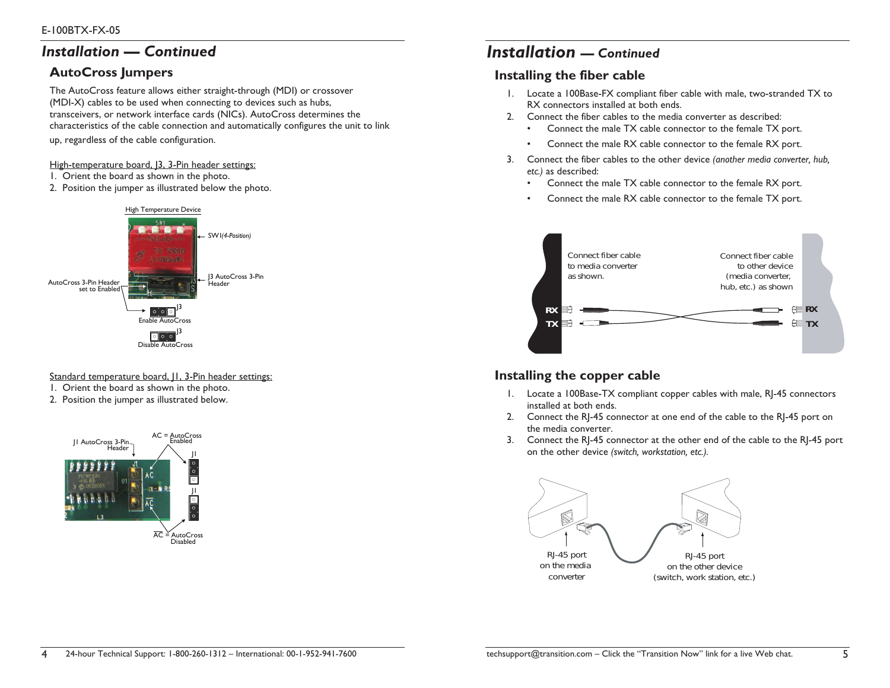# Installation — Continued

## AutoCross Jumpers

The AutoCross feature allows either straight-through (MDI) or crossover (MDI-X) cables to be used when connecting to devices such as hubs, transceivers, or network interface cards (NICs). AutoCross determines the characteristics of the cable connection and automatically configures the unit to link up, regardless of the cable configuration.

High-temperature board, J3, 3-Pin header settings:

1. Orient the board as shown in the photo.
2. Position the jumper as illustrated below the photo.

High Temperature Device

SW1 *(4-Position)*

AutoCross 3-Pin Header set to Enabled

J3 AutoCross 3-Pin Header

J3

Enable AutoCross

J3

Disable AutoCross

Standard temperature board, J1, 3-Pin header settings:

1. Orient the board as shown in the photo.
2. Position the jumper as illustrated below.

J1 AutoCross 3-Pin Header

AC = AutoCross Enabled

J1

J1

$\overline{AC}$ = AutoCross Disabled

# Installation — Continued

## Installing the fiber cable

1. Locate a 100Base-FX compliant fiber cable with male, two-stranded TX to RX connectors installed at both ends.
2. Connect the fiber cables to the media converter as described:
   - Connect the male TX cable connector to the female TX port.
   - Connect the male RX cable connector to the female RX port.
3. Connect the fiber cables to the other device *(another media converter, hub, etc.)* as described:
   - Connect the male TX cable connector to the female RX port.
   - Connect the male RX cable connector to the female TX port.

Connect fiber cable to media converter as shown.

Connect fiber cable to other device (media converter, hub, etc.) as shown

RX TX RX TX

## Installing the copper cable

1. Locate a 100Base-TX compliant copper cables with male, RJ-45 connectors installed at both ends.
2. Connect the RJ-45 connector at one end of the cable to the RJ-45 port on the media converter.
3. Connect the RJ-45 connector at the other end of the cable to the RJ-45 port on the other device *(switch, workstation, etc.)*.

RJ-45 port on the media converter

RJ-45 port on the other device (switch, work station, etc.)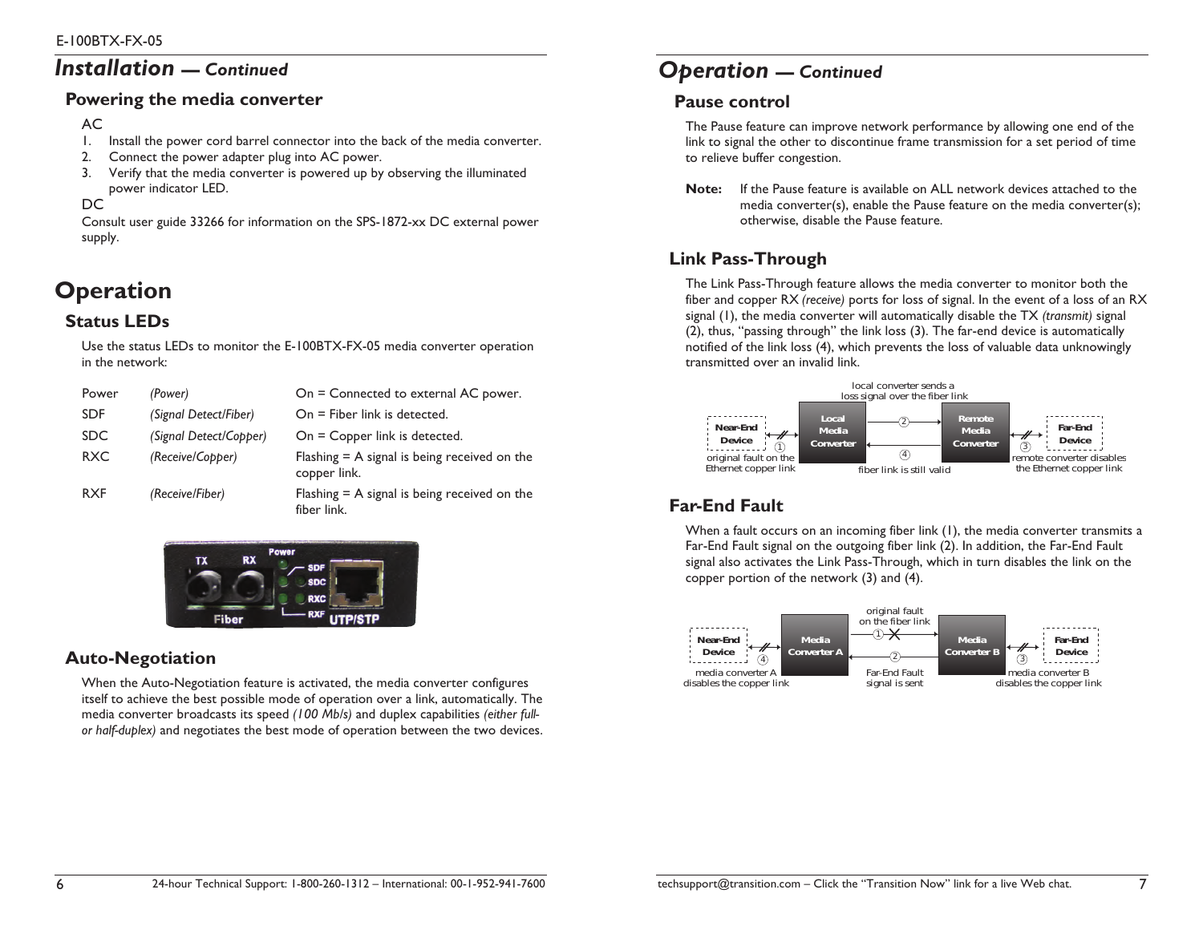## Installation — *Continued*

### Powering the media converter

AC

1. Install the power cord barrel connector into the back of the media converter.
2. Connect the power adapter plug into AC power.
3. Verify that the media converter is powered up by observing the illuminated power indicator LED.

DC

Consult user guide 33266 for information on the SPS-1872-xx DC external power supply.

# Operation

### Status LEDs

Use the status LEDs to monitor the E-100BTX-FX-05 media converter operation in the network.

| | | |
|---|---|---|
| Power | *(Power)* | On = Connected to external AC power. |
| SDF | *(Signal Detect/Fiber)* | On = Fiber link is detected. |
| SDC | *(Signal Detect/Copper)* | On = Copper link is detected. |
| RXC | *(Receive/Copper)* | Flashing = A signal is being received on the copper link. |
| RXF | *(Receive/Fiber)* | Flashing = A signal is being received on the fiber link. |

### Auto-Negotiation

When the Auto-Negotiation feature is activated, the media converter configures itself to achieve the best possible mode of operation over a link, automatically. The media converter broadcasts its speed *(100 Mb/s)* and duplex capabilities *(either full- or half-duplex)* and negotiates the best mode of operation between the two devices.

## Operation — *Continued*

### Pause control

The Pause feature can improve network performance by allowing one end of the link to signal the other to discontinue frame transmission for a set period of time to relieve buffer congestion.

**Note:** If the Pause feature is available on ALL network devices attached to the media converter(s), enable the Pause feature on the media converter(s); otherwise, disable the Pause feature.

### Link Pass-Through

The Link Pass-Through feature allows the media converter to monitor both the fiber and copper RX *(receive)* ports for loss of signal. In the event of a loss of an RX signal (1), the media converter will automatically disable the TX *(transmit)* signal (2), thus, "passing through" the link loss (3). The far-end device is automatically notified of the link loss (4), which prevents the loss of valuable data unknowingly transmitted over an invalid link.

### Far-End Fault

When a fault occurs on an incoming fiber link (1), the media converter transmits a Far-End Fault signal on the outgoing fiber link (2). In addition, the Far-End Fault signal also activates the Link Pass-Through, which in turn disables the link on the copper portion of the network (3) and (4).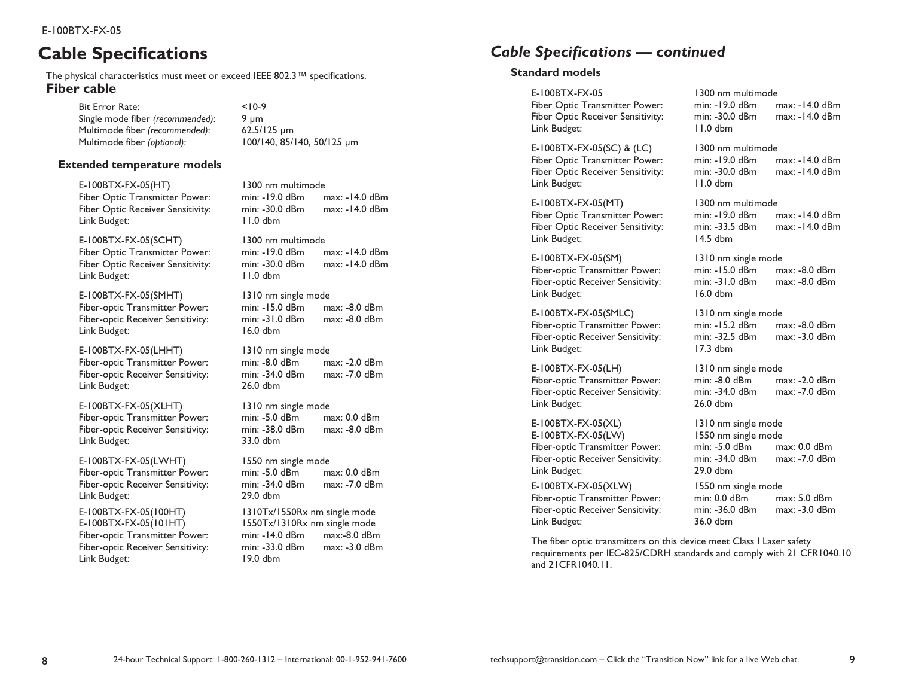# Cable Specifications

The physical characteristics must meet or exceed IEEE 802.3™ specifications.

## Fiber cable

| | |
|---|---|
| Bit Error Rate: | <10-9 |
| Single mode fiber *(recommended)*: | 9 µm |
| Multimode fiber *(recommended)*: | 62.5/125 µm |
| Multimode fiber *(optional)*: | 100/140, 85/140, 50/125 µm |

### Extended temperature models

| | | |
|---|---|---|
| E-100BTX-FX-05(HT) | 1300 nm multimode | |
| Fiber Optic Transmitter Power: | min: -19.0 dBm | max: -14.0 dBm |
| Fiber Optic Receiver Sensitivity: | min: -30.0 dBm | max: -14.0 dBm |
| Link Budget: | 11.0 dbm | |

| | | |
|---|---|---|
| E-100BTX-FX-05(SCHT) | 1300 nm multimode | |
| Fiber Optic Transmitter Power: | min: -19.0 dBm | max: -14.0 dBm |
| Fiber Optic Receiver Sensitivity: | min: -30.0 dBm | max: -14.0 dBm |
| Link Budget: | 11.0 dbm | |

| | | |
|---|---|---|
| E-100BTX-FX-05(SMHT) | 1310 nm single mode | |
| Fiber-optic Transmitter Power: | min: -15.0 dBm | max: -8.0 dBm |
| Fiber-optic Receiver Sensitivity: | min: -31.0 dBm | max: -8.0 dBm |
| Link Budget: | 16.0 dbm | |

| | | |
|---|---|---|
| E-100BTX-FX-05(LHHT) | 1310 nm single mode | |
| Fiber-optic Transmitter Power: | min: -8.0 dBm | max: -2.0 dBm |
| Fiber-optic Receiver Sensitivity: | min: -34.0 dBm | max: -7.0 dBm |
| Link Budget: | 26.0 dbm | |

| | | |
|---|---|---|
| E-100BTX-FX-05(XLHT) | 1310 nm single mode | |
| Fiber-optic Transmitter Power: | min: -5.0 dBm | max: 0.0 dBm |
| Fiber-optic Receiver Sensitivity: | min: -38.0 dBm | max: -8.0 dBm |
| Link Budget: | 33.0 dbm | |

| | | |
|---|---|---|
| E-100BTX-FX-05(LWHT) | 1550 nm single mode | |
| Fiber-optic Transmitter Power: | min: -5.0 dBm | max: 0.0 dBm |
| Fiber-optic Receiver Sensitivity: | min: -34.0 dBm | max: -7.0 dBm |
| Link Budget: | 29.0 dbm | |

| | | |
|---|---|---|
| E-100BTX-FX-05(100HT) | 1310Tx/1550Rx nm single mode | |
| E-100BTX-FX-05(101HT) | 1550Tx/1310Rx nm single mode | |
| Fiber-optic Transmitter Power: | min: -14.0 dBm | max:-8.0 dBm |
| Fiber-optic Receiver Sensitivity: | min: -33.0 dBm | max: -3.0 dBm |
| Link Budget: | 19.0 dbm | |

# Cable Specifications — continued

### Standard models

| | | |
|---|---|---|
| E-100BTX-FX-05 | 1300 nm multimode | |
| Fiber Optic Transmitter Power: | min: -19.0 dBm | max: -14.0 dBm |
| Fiber Optic Receiver Sensitivity: | min: -30.0 dBm | max: -14.0 dBm |
| Link Budget: | 11.0 dbm | |

| | | |
|---|---|---|
| E-100BTX-FX-05(SC) & (LC) | 1300 nm multimode | |
| Fiber Optic Transmitter Power: | min: -19.0 dBm | max: -14.0 dBm |
| Fiber Optic Receiver Sensitivity: | min: -30.0 dBm | max: -14.0 dBm |
| Link Budget: | 11.0 dbm | |

| | | |
|---|---|---|
| E-100BTX-FX-05(MT) | 1300 nm multimode | |
| Fiber Optic Transmitter Power: | min: -19.0 dBm | max: -14.0 dBm |
| Fiber Optic Receiver Sensitivity: | min: -33.5 dBm | max: -14.0 dBm |
| Link Budget: | 14.5 dbm | |

| | | |
|---|---|---|
| E-100BTX-FX-05(SM) | 1310 nm single mode | |
| Fiber-optic Transmitter Power: | min: -15.0 dBm | max: -8.0 dBm |
| Fiber-optic Receiver Sensitivity: | min: -31.0 dBm | max: -8.0 dBm |
| Link Budget: | 16.0 dbm | |

| | | |
|---|---|---|
| E-100BTX-FX-05(SMLC) | 1310 nm single mode | |
| Fiber-optic Transmitter Power: | min: -15.2 dBm | max: -8.0 dBm |
| Fiber-optic Receiver Sensitivity: | min: -32.5 dBm | max: -3.0 dBm |
| Link Budget: | 17.3 dbm | |

| | | |
|---|---|---|
| E-100BTX-FX-05(LH) | 1310 nm single mode | |
| Fiber-optic Transmitter Power: | min: -8.0 dBm | max: -2.0 dBm |
| Fiber-optic Receiver Sensitivity: | min: -34.0 dBm | max: -7.0 dBm |
| Link Budget: | 26.0 dbm | |

| | | |
|---|---|---|
| E-100BTX-FX-05(XL) | 1310 nm single mode | |
| E-100BTX-FX-05(LW) | 1550 nm single mode | |
| Fiber-optic Transmitter Power: | min: -5.0 dBm | max: 0.0 dBm |
| Fiber-optic Receiver Sensitivity: | min: -34.0 dBm | max: -7.0 dBm |
| Link Budget: | 29.0 dbm | |

| | | |
|---|---|---|
| E-100BTX-FX-05(XLW) | 1550 nm single mode | |
| Fiber-optic Transmitter Power: | min: 0.0 dBm | max: 5.0 dBm |
| Fiber-optic Receiver Sensitivity: | min: -36.0 dBm | max: -3.0 dBm |
| Link Budget: | 36.0 dbm | |

The fiber optic transmitters on this device meet Class I Laser safety requirements per IEC-825/CDRH standards and comply with 21 CFR1040.10 and 21CFR1040.11.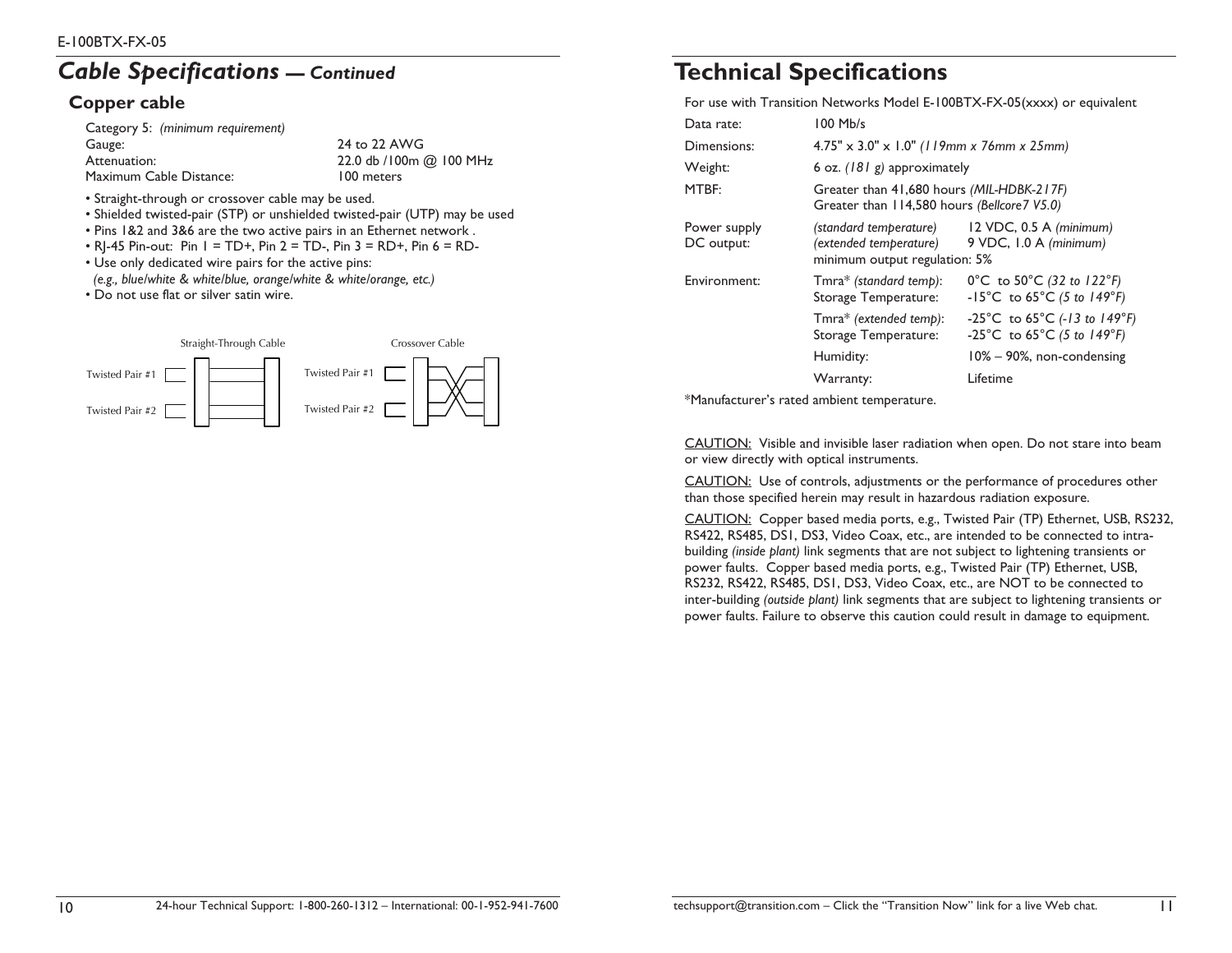## Cable Specifications — *Continued*

### Copper cable

| | |
|---|---|
| Category 5: *(minimum requirement)* | |
| Gauge: | 24 to 22 AWG |
| Attenuation: | 22.0 db /100m @ 100 MHz |
| Maximum Cable Distance: | 100 meters |

- Straight-through or crossover cable may be used.
- Shielded twisted-pair (STP) or unshielded twisted-pair (UTP) may be used
- Pins 1&2 and 3&6 are the two active pairs in an Ethernet network .
- RJ-45 Pin-out: Pin 1 = TD+, Pin 2 = TD-, Pin 3 = RD+, Pin 6 = RD-
- Use only dedicated wire pairs for the active pins: *(e.g., blue/white & white/blue, orange/white & white/orange, etc.)*
- Do not use flat or silver satin wire.

Straight-Through Cable — Twisted Pair #1, Twisted Pair #2

Crossover Cable — Twisted Pair #1, Twisted Pair #2

# Technical Specifications

For use with Transition Networks Model E-100BTX-FX-05(xxxx) or equivalent

| | | |
|---|---|---|
| Data rate: | 100 Mb/s | |
| Dimensions: | 4.75" x 3.0" x 1.0" *(119mm x 76mm x 25mm)* | |
| Weight: | 6 oz. *(181 g)* approximately | |
| MTBF: | Greater than 41,680 hours *(MIL-HDBK-217F)*<br>Greater than 114,580 hours *(Bellcore7 V5.0)* | |
| Power supply DC output: | *(standard temperature)*<br>*(extended temperature)*<br>minimum output regulation: 5% | 12 VDC, 0.5 A *(minimum)*<br>9 VDC, 1.0 A *(minimum)* |
| Environment: | Tmra* *(standard temp)*:<br>Storage Temperature: | 0°C to 50°C *(32 to 122°F)*<br>-15°C to 65°C *(5 to 149°F)* |
| | Tmra* *(extended temp)*:<br>Storage Temperature: | -25°C to 65°C *(-13 to 149°F)*<br>-25°C to 65°C *(5 to 149°F)* |
| | Humidity: | 10% – 90%, non-condensing |
| | Warranty: | Lifetime |

*Manufacturer's rated ambient temperature.

CAUTION: Visible and invisible laser radiation when open. Do not stare into beam or view directly with optical instruments.

CAUTION: Use of controls, adjustments or the performance of procedures other than those specified herein may result in hazardous radiation exposure.

CAUTION: Copper based media ports, e.g., Twisted Pair (TP) Ethernet, USB, RS232, RS422, RS485, DS1, DS3, Video Coax, etc., are intended to be connected to intra-building *(inside plant)* link segments that are not subject to lightening transients or power faults. Copper based media ports, e.g., Twisted Pair (TP) Ethernet, USB, RS232, RS422, RS485, DS1, DS3, Video Coax, etc., are NOT to be connected to inter-building *(outside plant)* link segments that are subject to lightening transients or power faults. Failure to observe this caution could result in damage to equipment.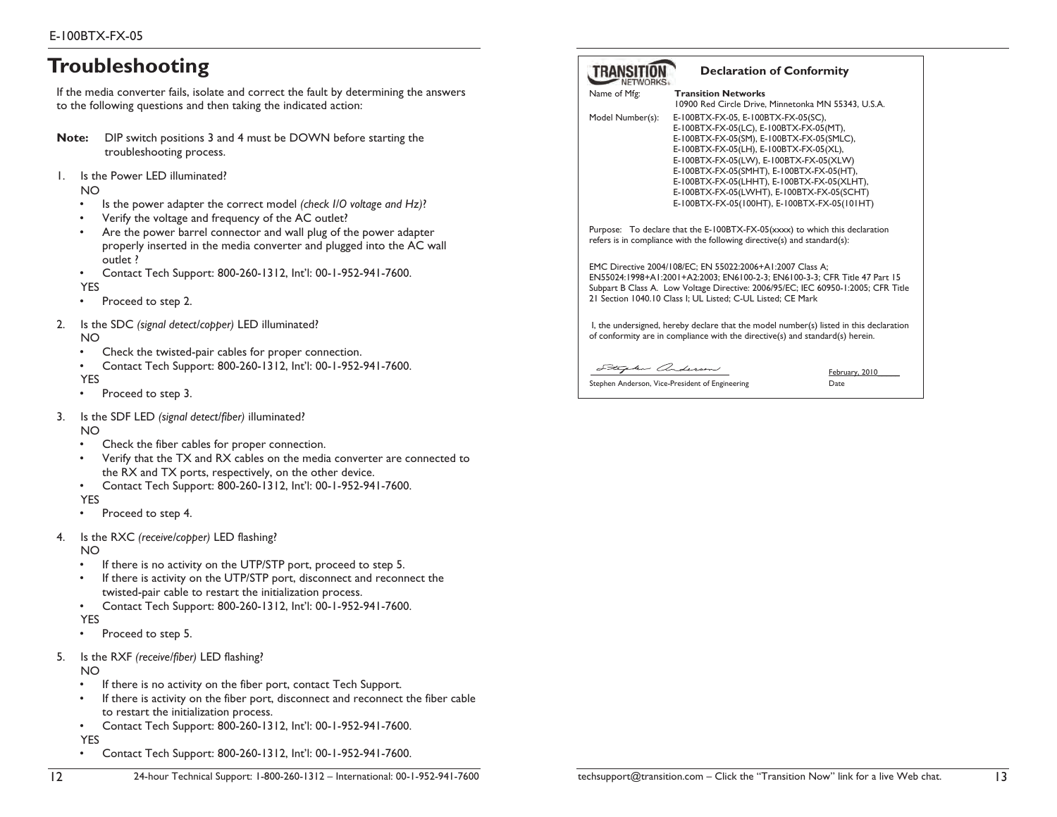# Troubleshooting

If the media converter fails, isolate and correct the fault by determining the answers to the following questions and then taking the indicated action:

**Note:** DIP switch positions 3 and 4 must be DOWN before starting the troubleshooting process.

1. Is the Power LED illuminated?

   NO
   - Is the power adapter the correct model *(check I/O voltage and Hz)*?
   - Verify the voltage and frequency of the AC outlet?
   - Are the power barrel connector and wall plug of the power adapter properly inserted in the media converter and plugged into the AC wall outlet ?
   - Contact Tech Support: 800-260-1312, Int'l: 00-1-952-941-7600.

   YES
   - Proceed to step 2.

2. Is the SDC *(signal detect/copper)* LED illuminated?

   NO
   - Check the twisted-pair cables for proper connection.
   - Contact Tech Support: 800-260-1312, Int'l: 00-1-952-941-7600.

   YES
   - Proceed to step 3.

3. Is the SDF LED *(signal detect/fiber)* illuminated?

   NO
   - Check the fiber cables for proper connection.
   - Verify that the TX and RX cables on the media converter are connected to the RX and TX ports, respectively, on the other device.
   - Contact Tech Support: 800-260-1312, Int'l: 00-1-952-941-7600.

   YES
   - Proceed to step 4.

4. Is the RXC *(receive/copper)* LED flashing?

   NO
   - If there is no activity on the UTP/STP port, proceed to step 5.
   - If there is activity on the UTP/STP port, disconnect and reconnect the twisted-pair cable to restart the initialization process.
   - Contact Tech Support: 800-260-1312, Int'l: 00-1-952-941-7600.

   YES
   - Proceed to step 5.

5. Is the RXF *(receive/fiber)* LED flashing?

   NO
   - If there is no activity on the fiber port, contact Tech Support.
   - If there is activity on the fiber port, disconnect and reconnect the fiber cable to restart the initialization process.
   - Contact Tech Support: 800-260-1312, Int'l: 00-1-952-941-7600.

   YES
   - Contact Tech Support: 800-260-1312, Int'l: 00-1-952-941-7600.

## Declaration of Conformity

TRANSITION NETWORKS

Name of Mfg: **Transition Networks**
10900 Red Circle Drive, Minnetonka MN 55343, U.S.A.

Model Number(s): E-100BTX-FX-05, E-100BTX-FX-05(SC), E-100BTX-FX-05(LC), E-100BTX-FX-05(MT), E-100BTX-FX-05(SM), E-100BTX-FX-05(SMLC), E-100BTX-FX-05(LH), E-100BTX-FX-05(XL), E-100BTX-FX-05(LW), E-100BTX-FX-05(XLW), E-100BTX-FX-05(SMHT), E-100BTX-FX-05(HT), E-100BTX-FX-05(LHHT), E-100BTX-FX-05(XLHT), E-100BTX-FX-05(LWHT), E-100BTX-FX-05(SCHT), E-100BTX-FX-05(100HT), E-100BTX-FX-05(101HT)

Purpose: To declare that the E-100BTX-FX-05(xxxx) to which this declaration refers is in compliance with the following directive(s) and standard(s):

EMC Directive 2004/108/EC; EN 55022:2006+A1:2007 Class A; EN55024:1998+A1:2001+A2:2003; EN6100-2-3; EN6100-3-3; CFR Title 47 Part 15 Subpart B Class A. Low Voltage Directive: 2006/95/EC; IEC 60950-1:2005; CFR Title 21 Section 1040.10 Class I; UL Listed; C-UL Listed; CE Mark

I, the undersigned, hereby declare that the model number(s) listed in this declaration of conformity are in compliance with the directive(s) and standard(s) herein.

Stephen Anderson, Vice-President of Engineering

February, 2010
Date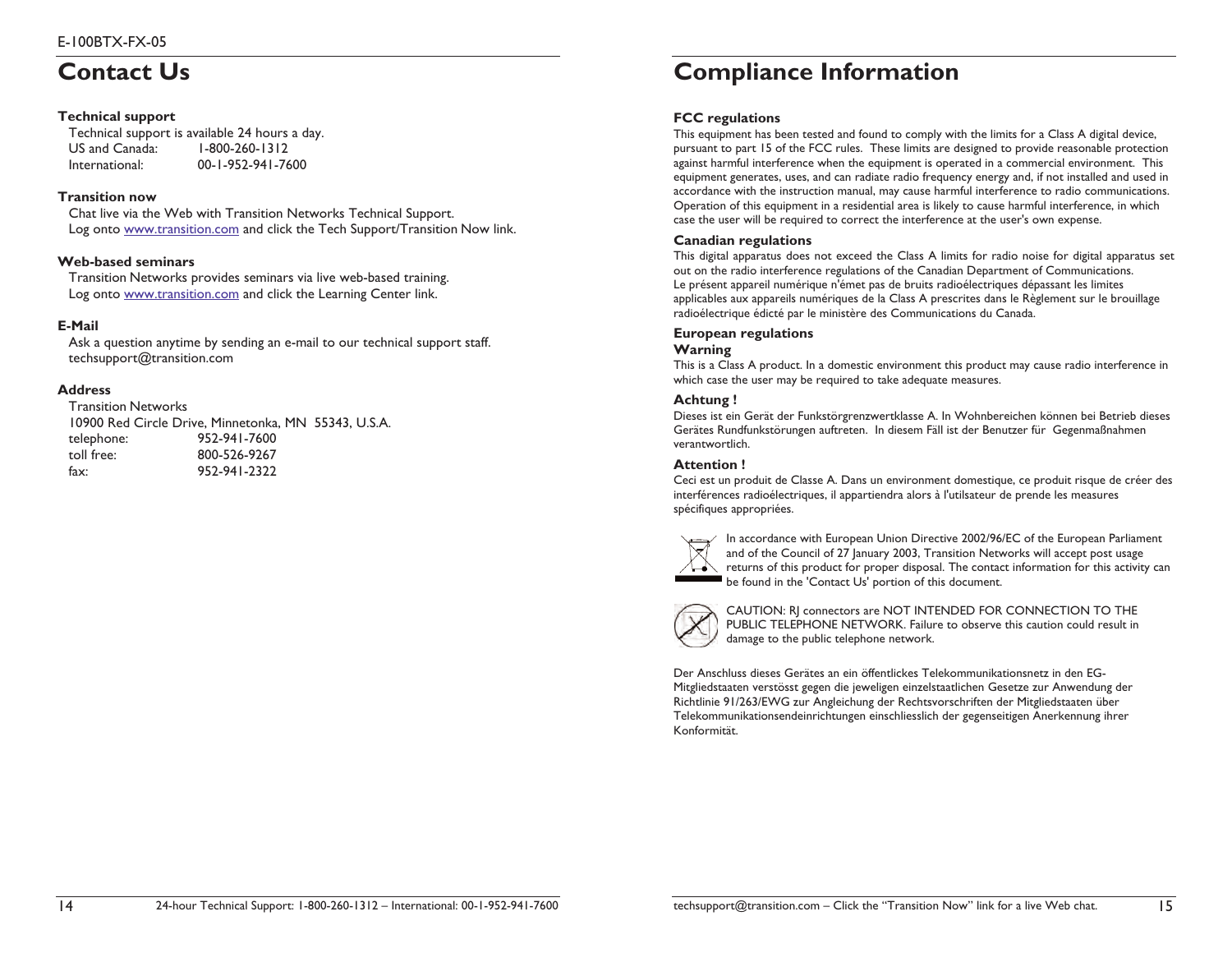# Contact Us

**Technical support**

Technical support is available 24 hours a day.

| | |
|---|---|
| US and Canada: | 1-800-260-1312 |
| International: | 00-1-952-941-7600 |

**Transition now**

Chat live via the Web with Transition Networks Technical Support.
Log onto www.transition.com and click the Tech Support/Transition Now link.

**Web-based seminars**

Transition Networks provides seminars via live web-based training.
Log onto www.transition.com and click the Learning Center link.

**E-Mail**

Ask a question anytime by sending an e-mail to our technical support staff.
techsupport@transition.com

**Address**

Transition Networks
10900 Red Circle Drive, Minnetonka, MN 55343, U.S.A.

| | |
|---|---|
| telephone: | 952-941-7600 |
| toll free: | 800-526-9267 |
| fax: | 952-941-2322 |

# Compliance Information

**FCC regulations**

This equipment has been tested and found to comply with the limits for a Class A digital device, pursuant to part 15 of the FCC rules. These limits are designed to provide reasonable protection against harmful interference when the equipment is operated in a commercial environment. This equipment generates, uses, and can radiate radio frequency energy and, if not installed and used in accordance with the instruction manual, may cause harmful interference to radio communications. Operation of this equipment in a residential area is likely to cause harmful interference, in which case the user will be required to correct the interference at the user's own expense.

**Canadian regulations**

This digital apparatus does not exceed the Class A limits for radio noise for digital apparatus set out on the radio interference regulations of the Canadian Department of Communications.
Le présent appareil numérique n'émet pas de bruits radioélectriques dépassant les limites applicables aux appareils numériques de la Class A prescrites dans le Règlement sur le brouillage radioélectrique édicté par le ministère des Communications du Canada.

**European regulations**

**Warning**

This is a Class A product. In a domestic environment this product may cause radio interference in which case the user may be required to take adequate measures.

**Achtung !**

Dieses ist ein Gerät der Funkstörgrenzwertklasse A. In Wohnbereichen können bei Betrieb dieses Gerätes Rundfunkstörungen auftreten. In diesem Fäll ist der Benutzer für Gegenmaßnahmen verantwortlich.

**Attention !**

Ceci est un produit de Classe A. Dans un environment domestique, ce produit risque de créer des interférences radioélectriques, il appartiendra alors à l'utilsateur de prende les measures spécifiques appropriées.

In accordance with European Union Directive 2002/96/EC of the European Parliament and of the Council of 27 January 2003, Transition Networks will accept post usage returns of this product for proper disposal. The contact information for this activity can be found in the 'Contact Us' portion of this document.

CAUTION: RJ connectors are NOT INTENDED FOR CONNECTION TO THE PUBLIC TELEPHONE NETWORK. Failure to observe this caution could result in damage to the public telephone network.

Der Anschluss dieses Gerätes an ein öffentlickes Telekommunikationsnetz in den EG-Mitgliedstaaten verstösst gegen die jeweligen einzelstaatlichen Gesetze zur Anwendung der Richtlinie 91/263/EWG zur Angleichung der Rechtsvorschriften der Mitgliedstaaten über Telekommunikationsendeinrichtungen einschliesslich der gegenseitigen Anerkennung ihrer Konformität.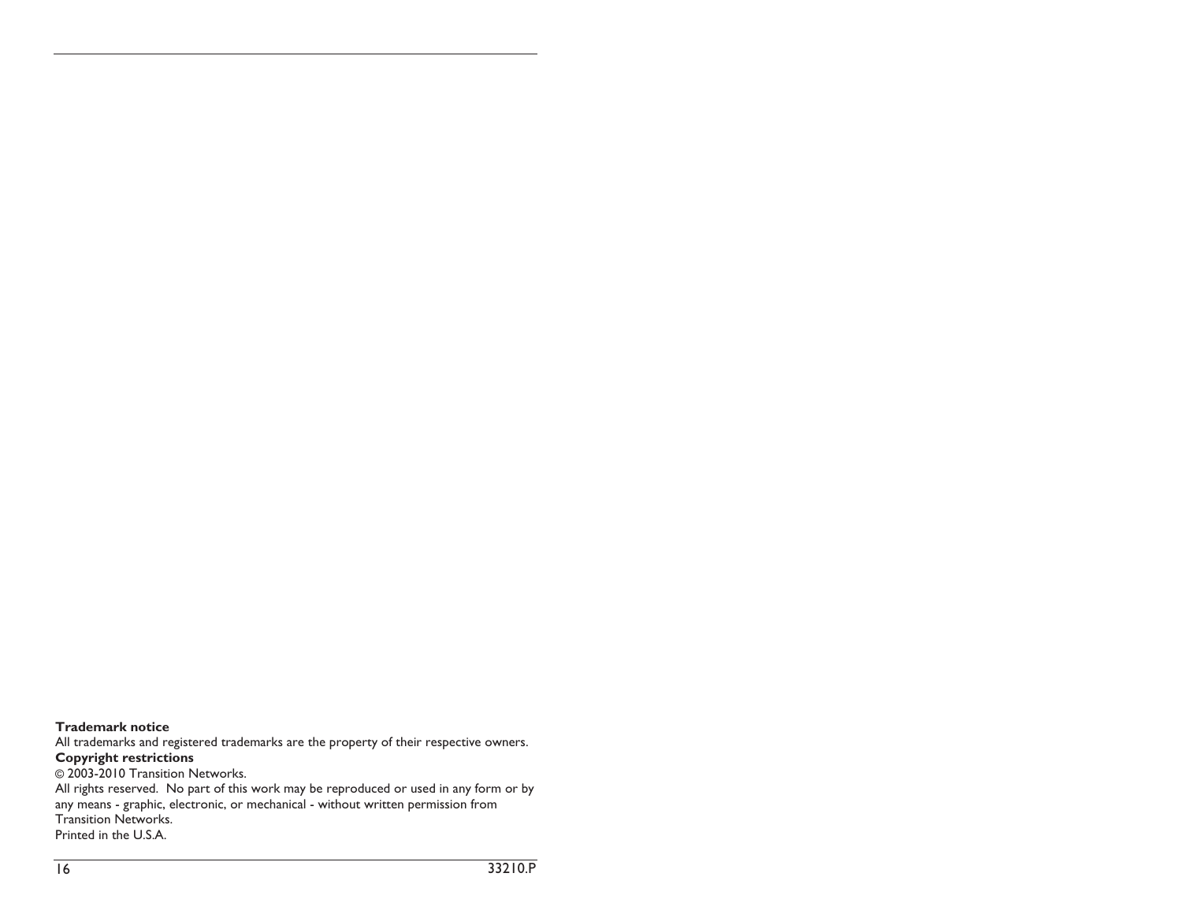**Trademark notice**

All trademarks and registered trademarks are the property of their respective owners.

**Copyright restrictions**

© 2003-2010 Transition Networks.

All rights reserved. No part of this work may be reproduced or used in any form or by any means - graphic, electronic, or mechanical - without written permission from Transition Networks.

Printed in the U.S.A.